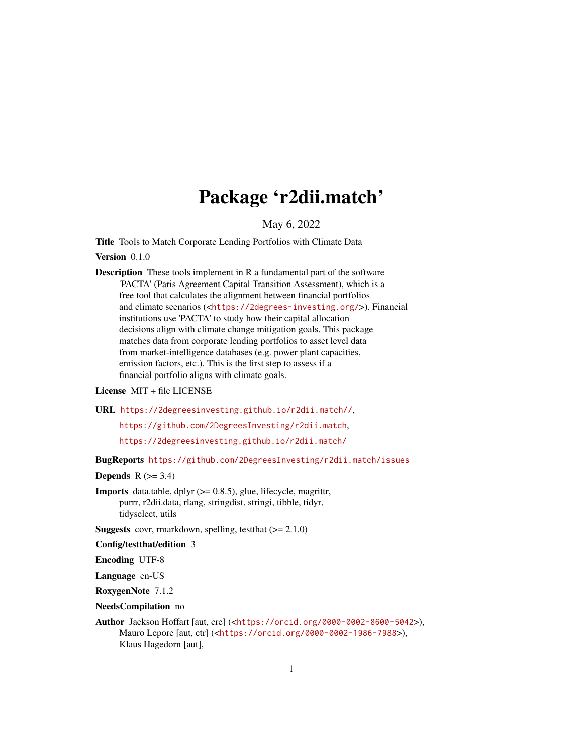# Package 'r2dii.match'

May 6, 2022

**Title** Tools to Match Corporate Lending Portfolios with Climate Data

**Version** 0.1.0

**Description** These tools implement in R a fundamental part of the software 'PACTA' (Paris Agreement Capital Transition Assessment), which is a free tool that calculates the alignment between financial portfolios and climate scenarios (<https://2degrees-investing.org/>). Financial institutions use 'PACTA' to study how their capital allocation decisions align with climate change mitigation goals. This package matches data from corporate lending portfolios to asset level data from market-intelligence databases (e.g. power plant capacities, emission factors, etc.). This is the first step to assess if a financial portfolio aligns with climate goals.

**License** MIT + file LICENSE

**URL** https://2degreesinvesting.github.io/r2dii.match//,
https://github.com/2DegreesInvesting/r2dii.match,
https://2degreesinvesting.github.io/r2dii.match/

**BugReports** https://github.com/2DegreesInvesting/r2dii.match/issues

**Depends** R (>= 3.4)

**Imports** data.table, dplyr (>= 0.8.5), glue, lifecycle, magrittr, purrr, r2dii.data, rlang, stringdist, stringi, tibble, tidyr, tidyselect, utils

**Suggests** covr, rmarkdown, spelling, testthat (>= 2.1.0)

**Config/testthat/edition** 3

**Encoding** UTF-8

**Language** en-US

**RoxygenNote** 7.1.2

**NeedsCompilation** no

**Author** Jackson Hoffart [aut, cre] (<https://orcid.org/0000-0002-8600-5042>), Mauro Lepore [aut, ctr] (<https://orcid.org/0000-0002-1986-7988>), Klaus Hagedorn [aut],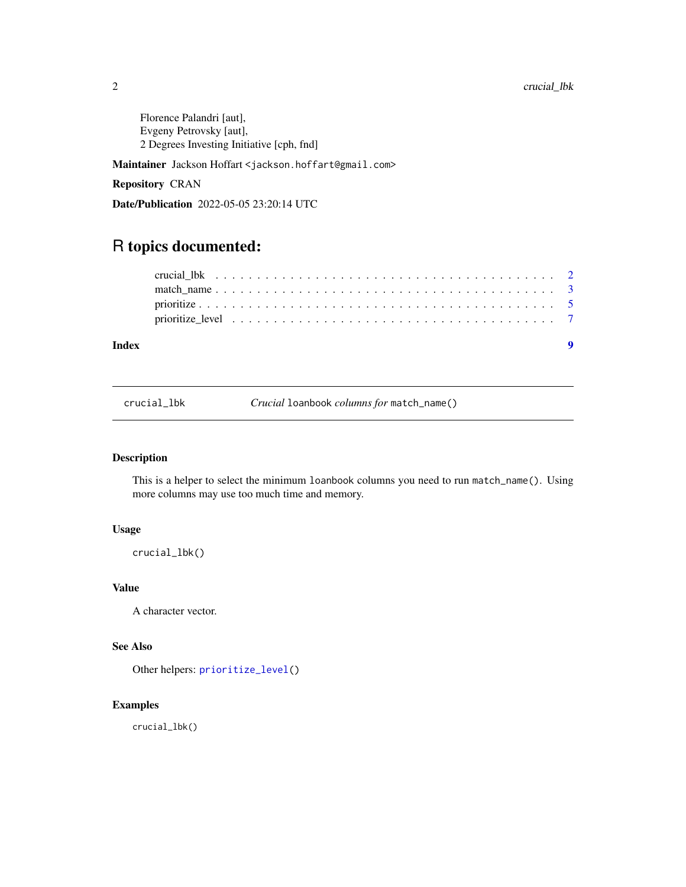Florence Palandri [aut],
Evgeny Petrovsky [aut],
2 Degrees Investing Initiative [cph, fnd]

**Maintainer** Jackson Hoffart <jackson.hoffart@gmail.com>

**Repository** CRAN

**Date/Publication** 2022-05-05 23:20:14 UTC

# R topics documented:

- crucial_lbk . . . . . . . . . . . . . . . . . . . . . . . . . . . . . . . . . . . . . . 2
- match_name . . . . . . . . . . . . . . . . . . . . . . . . . . . . . . . . . . . . . . 3
- prioritize . . . . . . . . . . . . . . . . . . . . . . . . . . . . . . . . . . . . . . 5
- prioritize_level . . . . . . . . . . . . . . . . . . . . . . . . . . . . . . . . . . . . 7

**Index** **9**

---

`crucial_lbk` *Crucial* `loanbook` *columns for* `match_name()`

---

### Description

This is a helper to select the minimum `loanbook` columns you need to run `match_name()`. Using more columns may use too much time and memory.

### Usage

```
crucial_lbk()
```

### Value

A character vector.

### See Also

Other helpers: `prioritize_level()`

### Examples

```
crucial_lbk()
```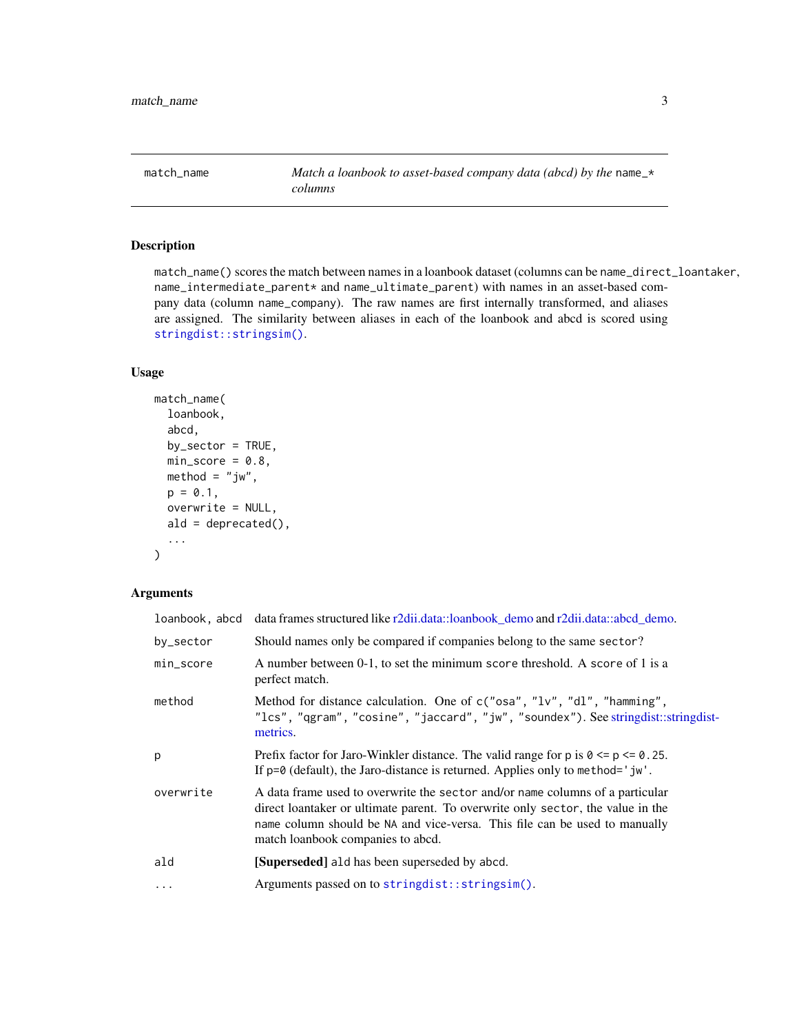# match_name

*Match a loanbook to asset-based company data (abcd) by the* `name_*` *columns*

## Description

`match_name()` scores the match between names in a loanbook dataset (columns can be `name_direct_loantaker`, `name_intermediate_parent*` and `name_ultimate_parent`) with names in an asset-based company data (column `name_company`). The raw names are first internally transformed, and aliases are assigned. The similarity between aliases in each of the loanbook and abcd is scored using `stringdist::stringsim()`.

## Usage

```
match_name(
  loanbook,
  abcd,
  by_sector = TRUE,
  min_score = 0.8,
  method = "jw",
  p = 0.1,
  overwrite = NULL,
  ald = deprecated(),
  ...
)
```

## Arguments

| | |
|---|---|
| `loanbook, abcd` | data frames structured like r2dii.data::loanbook_demo and r2dii.data::abcd_demo. |
| `by_sector` | Should names only be compared if companies belong to the same `sector`? |
| `min_score` | A number between 0-1, to set the minimum `score` threshold. A `score` of 1 is a perfect match. |
| `method` | Method for distance calculation. One of `c("osa", "lv", "dl", "hamming", "lcs", "qgram", "cosine", "jaccard", "jw", "soundex")`. See stringdist::stringdist-metrics. |
| `p` | Prefix factor for Jaro-Winkler distance. The valid range for `p` is `0 <= p <= 0.25`. If `p=0` (default), the Jaro-distance is returned. Applies only to `method='jw'`. |
| `overwrite` | A data frame used to overwrite the `sector` and/or `name` columns of a particular direct loantaker or ultimate parent. To overwrite only `sector`, the value in the `name` column should be `NA` and vice-versa. This file can be used to manually match loanbook companies to abcd. |
| `ald` | **[Superseded]** `ald` has been superseded by `abcd`. |
| `...` | Arguments passed on to `stringdist::stringsim()`. |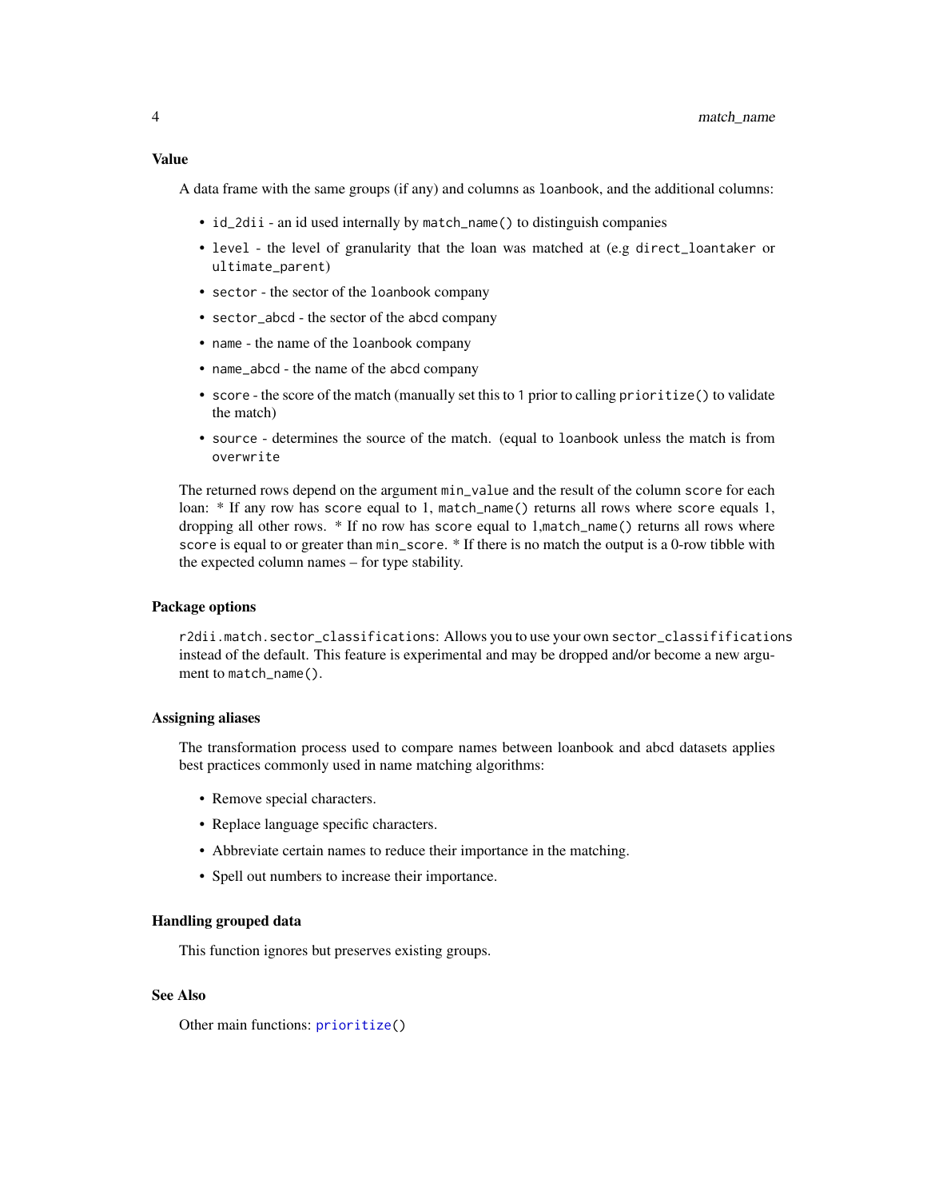### Value

A data frame with the same groups (if any) and columns as `loanbook`, and the additional columns:

- `id_2dii` - an id used internally by `match_name()` to distinguish companies
- `level` - the level of granularity that the loan was matched at (e.g `direct_loantaker` or `ultimate_parent`)
- `sector` - the sector of the `loanbook` company
- `sector_abcd` - the sector of the `abcd` company
- `name` - the name of the `loanbook` company
- `name_abcd` - the name of the `abcd` company
- `score` - the score of the match (manually set this to `1` prior to calling `prioritize()` to validate the match)
- `source` - determines the source of the match. (equal to `loanbook` unless the match is from `overwrite`

The returned rows depend on the argument `min_value` and the result of the column `score` for each loan: * If any row has `score` equal to 1, `match_name()` returns all rows where `score` equals 1, dropping all other rows. * If no row has `score` equal to 1,`match_name()` returns all rows where `score` is equal to or greater than `min_score`. * If there is no match the output is a 0-row tibble with the expected column names – for type stability.

### Package options

`r2dii.match.sector_classifications`: Allows you to use your own `sector_classififications` instead of the default. This feature is experimental and may be dropped and/or become a new argument to `match_name()`.

### Assigning aliases

The transformation process used to compare names between loanbook and abcd datasets applies best practices commonly used in name matching algorithms:

- Remove special characters.
- Replace language specific characters.
- Abbreviate certain names to reduce their importance in the matching.
- Spell out numbers to increase their importance.

### Handling grouped data

This function ignores but preserves existing groups.

### See Also

Other main functions: `prioritize()`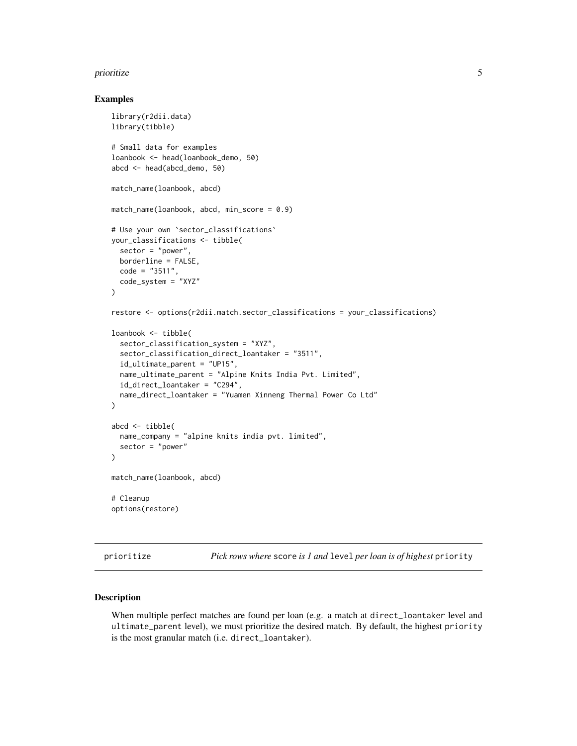## Examples

```
library(r2dii.data)
library(tibble)

# Small data for examples
loanbook <- head(loanbook_demo, 50)
abcd <- head(abcd_demo, 50)

match_name(loanbook, abcd)

match_name(loanbook, abcd, min_score = 0.9)

# Use your own `sector_classifications`
your_classifications <- tibble(
  sector = "power",
  borderline = FALSE,
  code = "3511",
  code_system = "XYZ"
)

restore <- options(r2dii.match.sector_classifications = your_classifications)

loanbook <- tibble(
  sector_classification_system = "XYZ",
  sector_classification_direct_loantaker = "3511",
  id_ultimate_parent = "UP15",
  name_ultimate_parent = "Alpine Knits India Pvt. Limited",
  id_direct_loantaker = "C294",
  name_direct_loantaker = "Yuamen Xinneng Thermal Power Co Ltd"
)

abcd <- tibble(
  name_company = "alpine knits india pvt. limited",
  sector = "power"
)

match_name(loanbook, abcd)

# Cleanup
options(restore)
```

---

# prioritize — *Pick rows where* `score` *is 1 and* `level` *per loan is of highest* `priority`

## Description

When multiple perfect matches are found per loan (e.g. a match at `direct_loantaker` level and `ultimate_parent` level), we must prioritize the desired match. By default, the highest `priority` is the most granular match (i.e. `direct_loantaker`).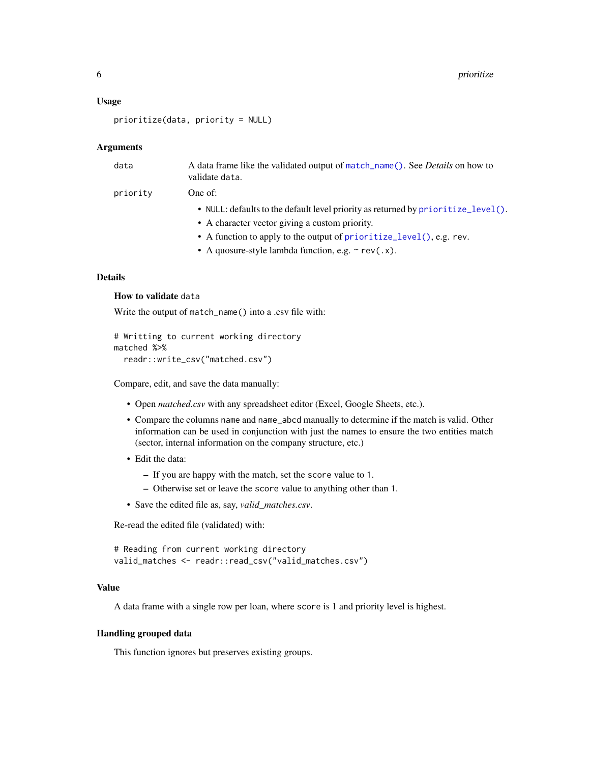### Usage

```
prioritize(data, priority = NULL)
```

### Arguments

| | |
|---|---|
| `data` | A data frame like the validated output of `match_name()`. See *Details* on how to validate `data`. |
| `priority` | One of: <br>• `NULL`: defaults to the default level priority as returned by `prioritize_level()`. <br>• A character vector giving a custom priority. <br>• A function to apply to the output of `prioritize_level()`, e.g. `rev`. <br>• A quosure-style lambda function, e.g. `~ rev(.x)`. |

### Details

#### How to validate `data`

Write the output of `match_name()` into a .csv file with:

```
# Writting to current working directory
matched %>%
  readr::write_csv("matched.csv")
```

Compare, edit, and save the data manually:

- Open *matched.csv* with any spreadsheet editor (Excel, Google Sheets, etc.).
- Compare the columns `name` and `name_abcd` manually to determine if the match is valid. Other information can be used in conjunction with just the names to ensure the two entities match (sector, internal information on the company structure, etc.)
- Edit the data:
  - If you are happy with the match, set the `score` value to `1`.
  - Otherwise set or leave the `score` value to anything other than `1`.
- Save the edited file as, say, *valid_matches.csv*.

Re-read the edited file (validated) with:

```
# Reading from current working directory
valid_matches <- readr::read_csv("valid_matches.csv")
```

### Value

A data frame with a single row per loan, where `score` is 1 and priority level is highest.

### Handling grouped data

This function ignores but preserves existing groups.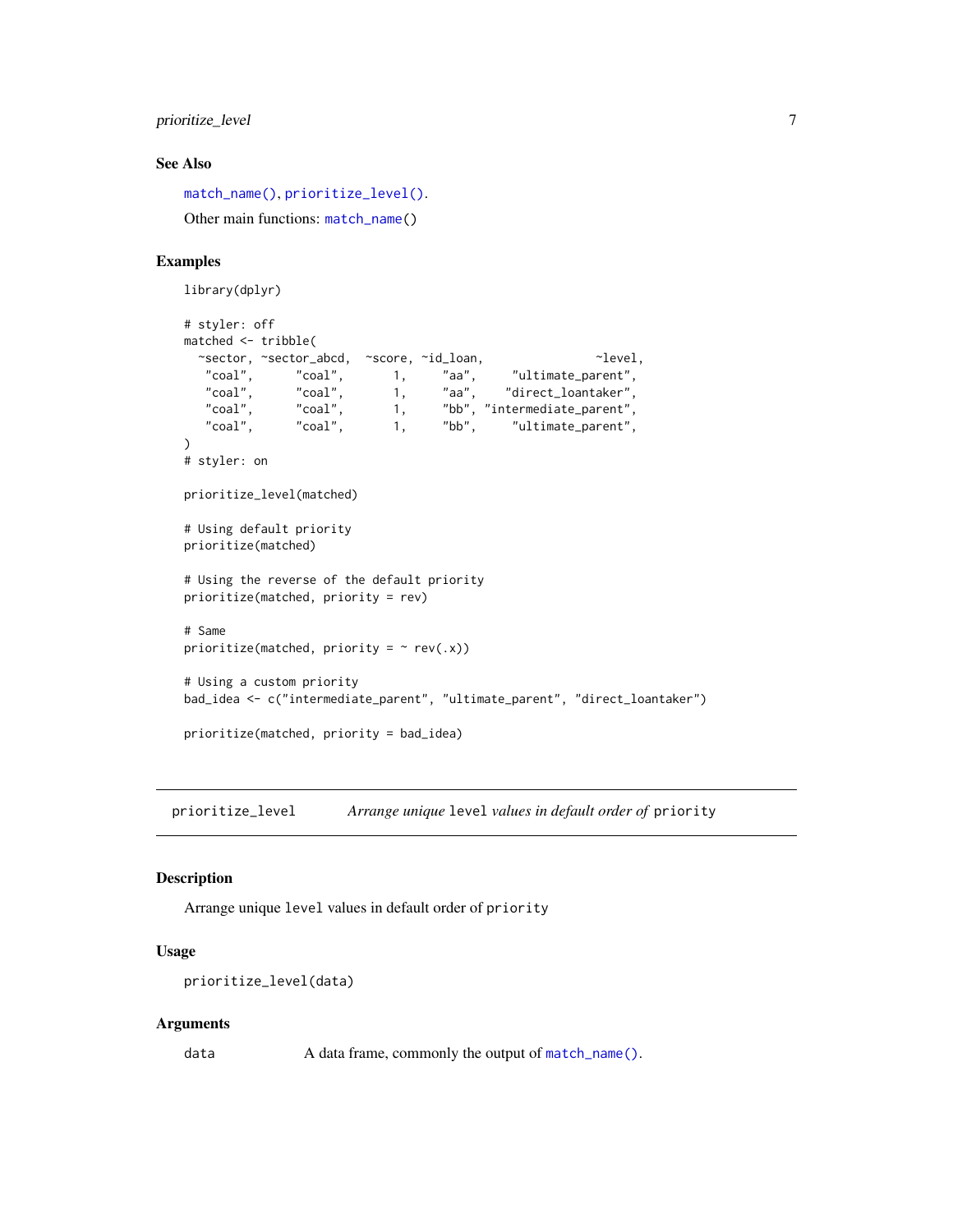## See Also

`match_name()`, `prioritize_level()`.

Other main functions: `match_name()`

## Examples

```
library(dplyr)

# styler: off
matched <- tribble(
  ~sector, ~sector_abcd,  ~score, ~id_loan,                 ~level,
   "coal",      "coal",       1,     "aa",     "ultimate_parent",
   "coal",      "coal",       1,     "aa",    "direct_loantaker",
   "coal",      "coal",       1,     "bb", "intermediate_parent",
   "coal",      "coal",       1,     "bb",     "ultimate_parent",
)
# styler: on

prioritize_level(matched)

# Using default priority
prioritize(matched)

# Using the reverse of the default priority
prioritize(matched, priority = rev)

# Same
prioritize(matched, priority = ~ rev(.x))

# Using a custom priority
bad_idea <- c("intermediate_parent", "ultimate_parent", "direct_loantaker")

prioritize(matched, priority = bad_idea)
```

---

# prioritize_level — *Arrange unique `level` values in default order of `priority`*

## Description

Arrange unique `level` values in default order of `priority`

## Usage

```
prioritize_level(data)
```

## Arguments

| | |
|---|---|
| `data` | A data frame, commonly the output of `match_name()`. |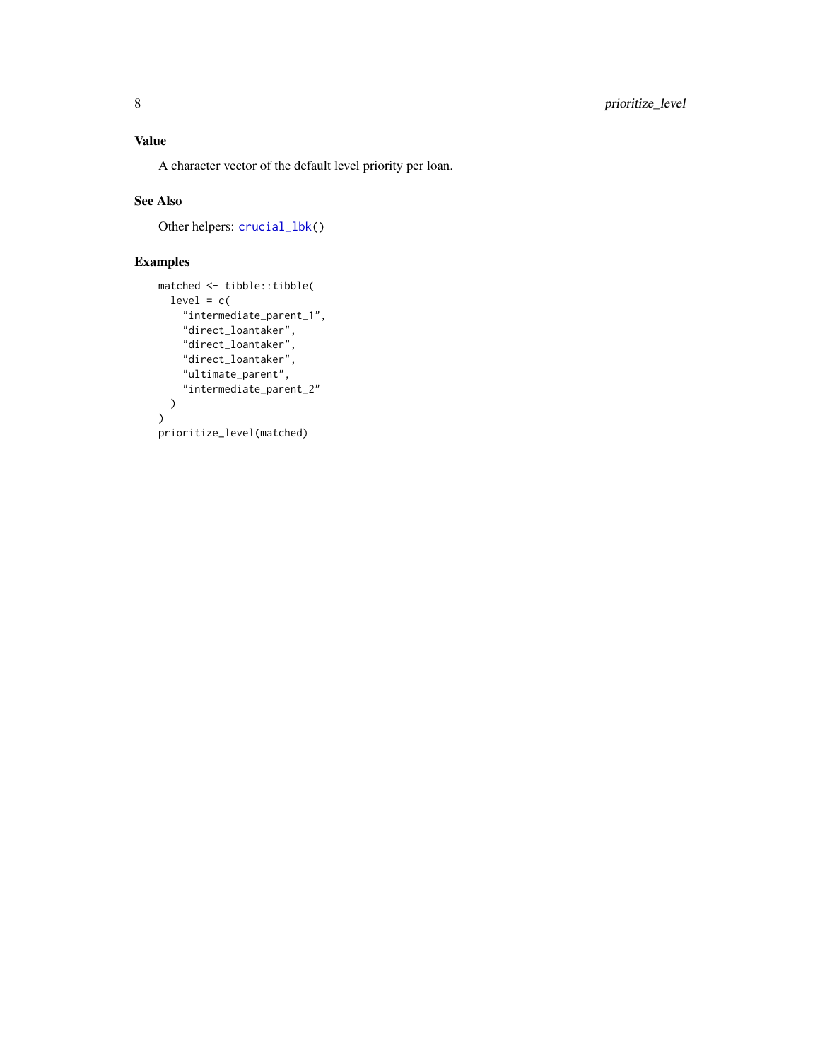## Value

A character vector of the default level priority per loan.

## See Also

Other helpers: `crucial_lbk()`

## Examples

```
matched <- tibble::tibble(
  level = c(
    "intermediate_parent_1",
    "direct_loantaker",
    "direct_loantaker",
    "direct_loantaker",
    "ultimate_parent",
    "intermediate_parent_2"
  )
)
prioritize_level(matched)
```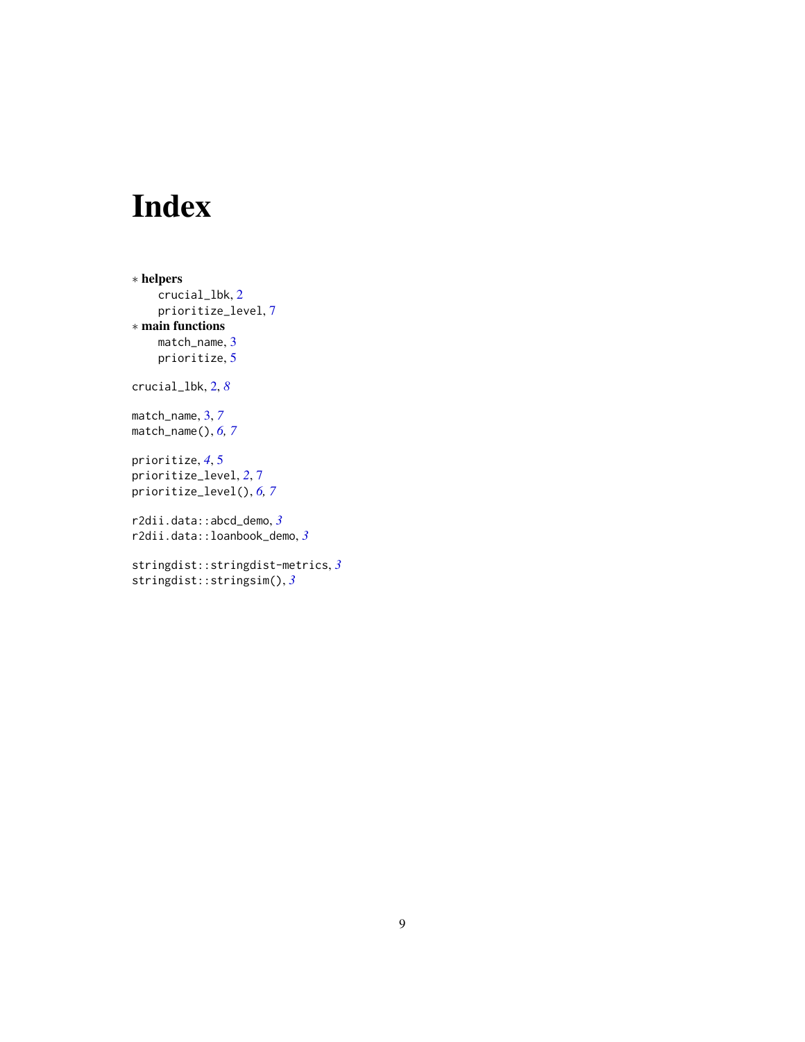# Index

∗ **helpers**
    crucial_lbk, 2
    prioritize_level, 7
∗ **main functions**
    match_name, 3
    prioritize, 5

crucial_lbk, 2, *8*

match_name, 3, *7*
match_name(), *6, 7*

prioritize, *4*, 5
prioritize_level, *2*, 7
prioritize_level(), *6, 7*

r2dii.data::abcd_demo, *3*
r2dii.data::loanbook_demo, *3*

stringdist::stringdist-metrics, *3*
stringdist::stringsim(), *3*